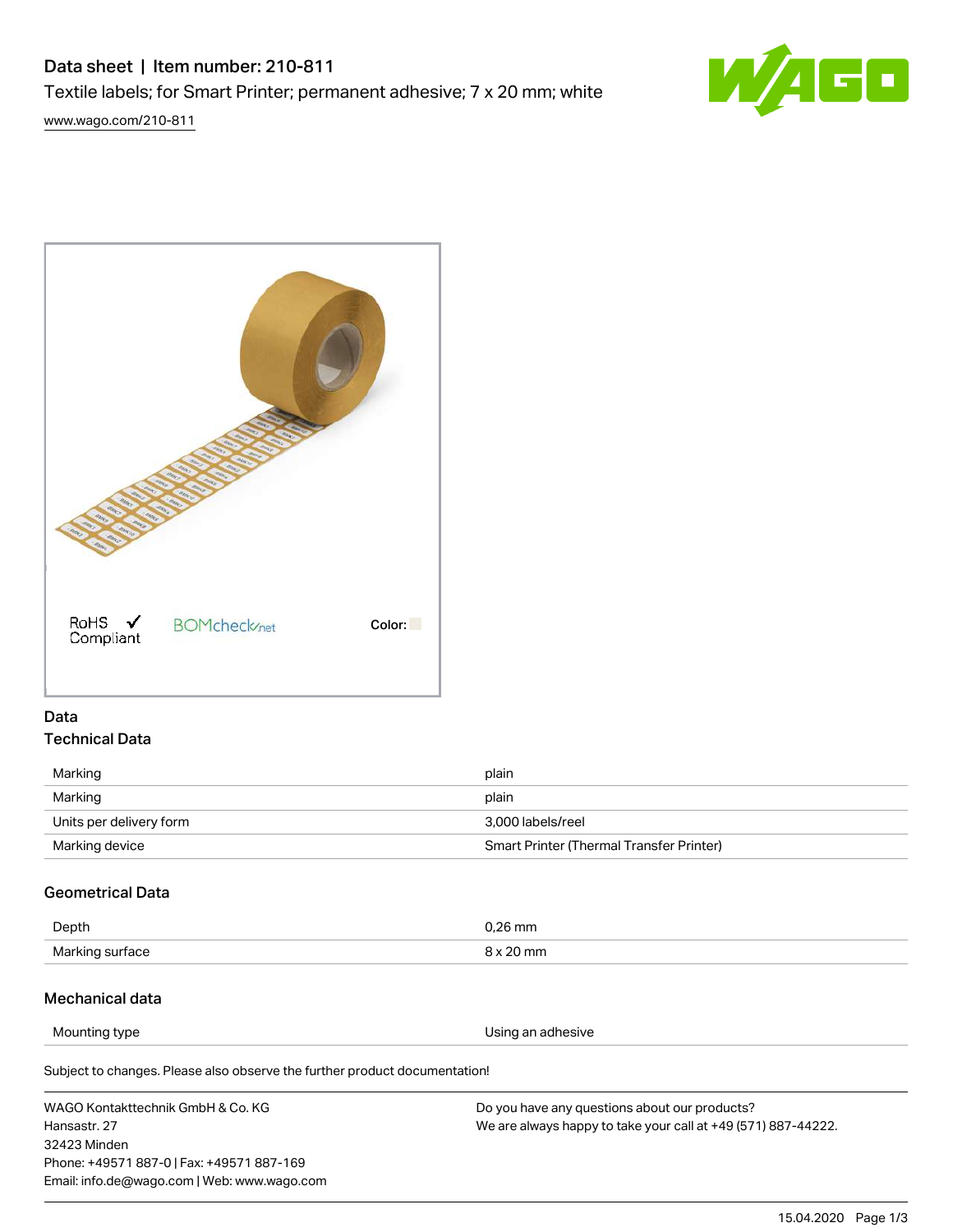# Data sheet | Item number: 210-811

Textile labels; for Smart Printer; permanent adhesive; 7 x 20 mm; white

www.wago.com/210-811

RoHS ✓ Compliant BOMcheck.net Color:

## Data

### Technical Data

| | |
|---|---|
| Marking | plain |
| Marking | plain |
| Units per delivery form | 3,000 labels/reel |
| Marking device | Smart Printer (Thermal Transfer Printer) |

### Geometrical Data

| | |
|---|---|
| Depth | 0,26 mm |
| Marking surface | 8 x 20 mm |

### Mechanical data

| | |
|---|---|
| Mounting type | Using an adhesive |

Subject to changes. Please also observe the further product documentation!

WAGO Kontakttechnik GmbH & Co. KG
Hansastr. 27
32423 Minden
Phone: +49571 887-0 | Fax: +49571 887-169
Email: info.de@wago.com | Web: www.wago.com

Do you have any questions about our products?
We are always happy to take your call at +49 (571) 887-44222.

15.04.2020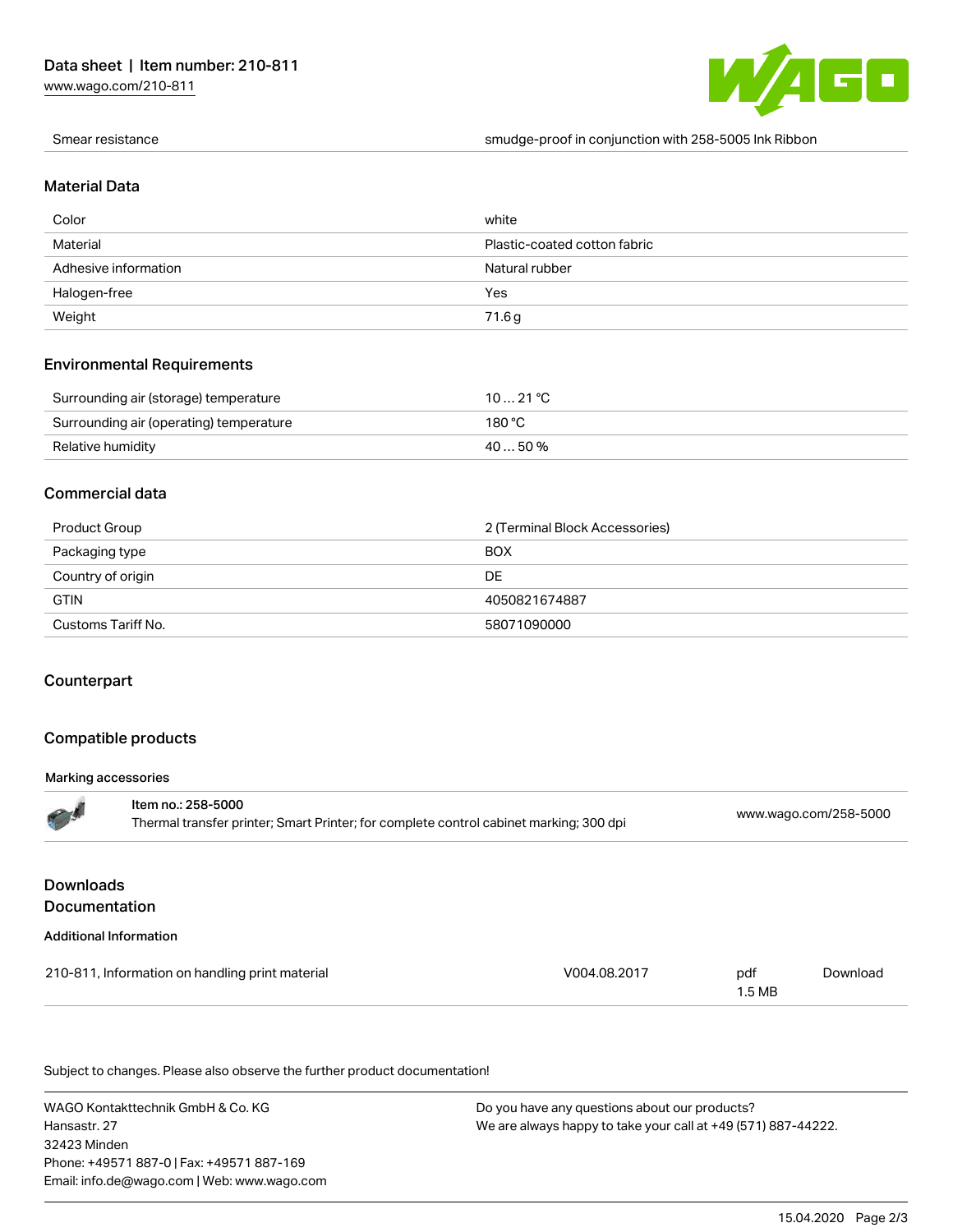| Smear resistance | smudge-proof in conjunction with 258-5005 Ink Ribbon |
| --- | --- |

## Material Data

| Color | white |
| --- | --- |
| Material | Plastic-coated cotton fabric |
| Adhesive information | Natural rubber |
| Halogen-free | Yes |
| Weight | 71.6 g |

## Environmental Requirements

| Surrounding air (storage) temperature | 10 … 21 °C |
| --- | --- |
| Surrounding air (operating) temperature | 180 °C |
| Relative humidity | 40 … 50 % |

## Commercial data

| Product Group | 2 (Terminal Block Accessories) |
| --- | --- |
| Packaging type | BOX |
| Country of origin | DE |
| GTIN | 4050821674887 |
| Customs Tariff No. | 58071090000 |

## Counterpart

## Compatible products

### Marking accessories

| Item no.: 258-5000<br>Thermal transfer printer; Smart Printer; for complete control cabinet marking; 300 dpi | www.wago.com/258-5000 |
| --- | --- |

## Downloads
## Documentation

### Additional Information

| 210-811, Information on handling print material | V004.08.2017 | pdf<br>1.5 MB | Download |
| --- | --- | --- | --- |

Subject to changes. Please also observe the further product documentation!

WAGO Kontakttechnik GmbH & Co. KG
Hansastr. 27
32423 Minden
Phone: +49571 887-0 | Fax: +49571 887-169
Email: info.de@wago.com | Web: www.wago.com

Do you have any questions about our products?
We are always happy to take your call at +49 (571) 887-44222.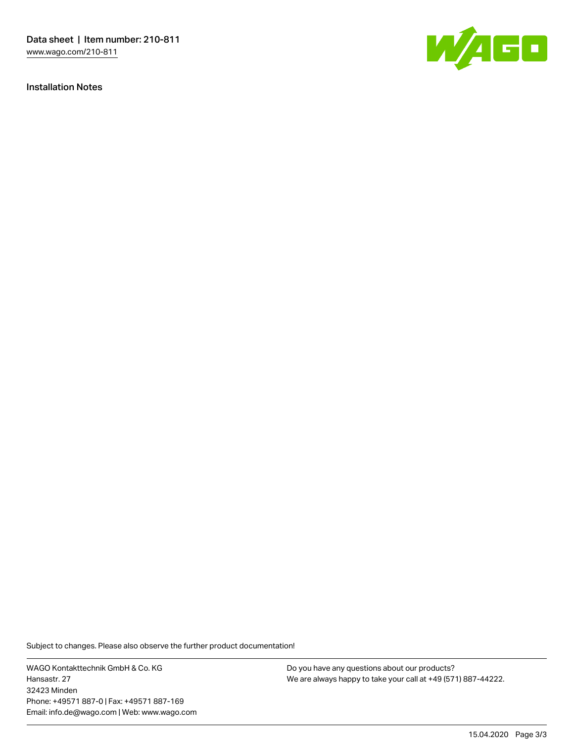Installation Notes